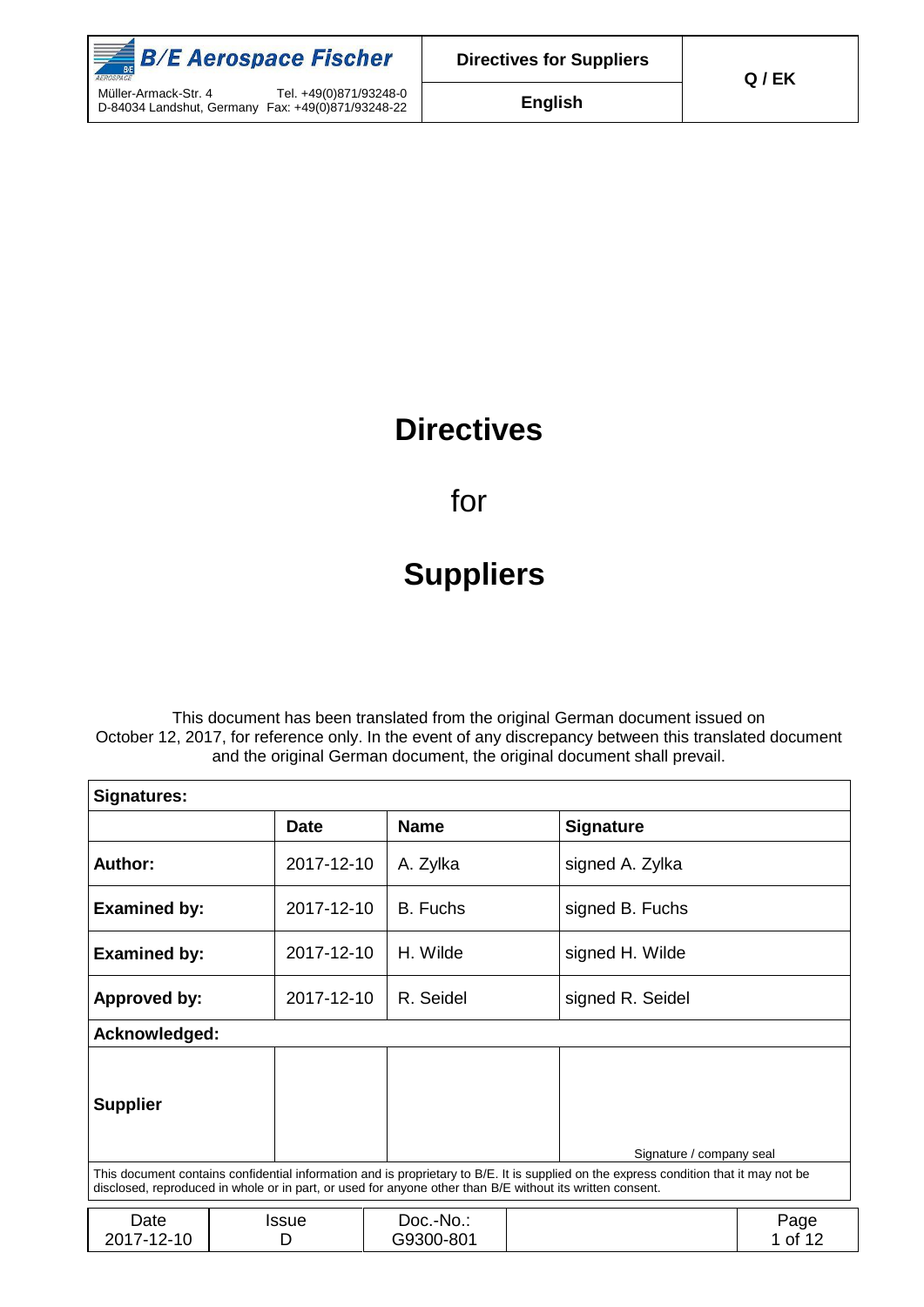# Directives

for

# Suppliers

This document has been translated from the original German document issued on October 12, 2017, for reference only. In the event of any discrepancy between this translated document and the original German document, the original document shall prevail.

| **Signatures:** | | | |
|---|---|---|---|
| | **Date** | **Name** | **Signature** |
| **Author:** | 2017-12-10 | A. Zylka | signed A. Zylka |
| **Examined by:** | 2017-12-10 | B. Fuchs | signed B. Fuchs |
| **Examined by:** | 2017-12-10 | H. Wilde | signed H. Wilde |
| **Approved by:** | 2017-12-10 | R. Seidel | signed R. Seidel |
| **Acknowledged:** | | | |
| **Supplier** | | | Signature / company seal |

This document contains confidential information and is proprietary to B/E. It is supplied on the express condition that it may not be disclosed, reproduced in whole or in part, or used for anyone other than B/E without its written consent.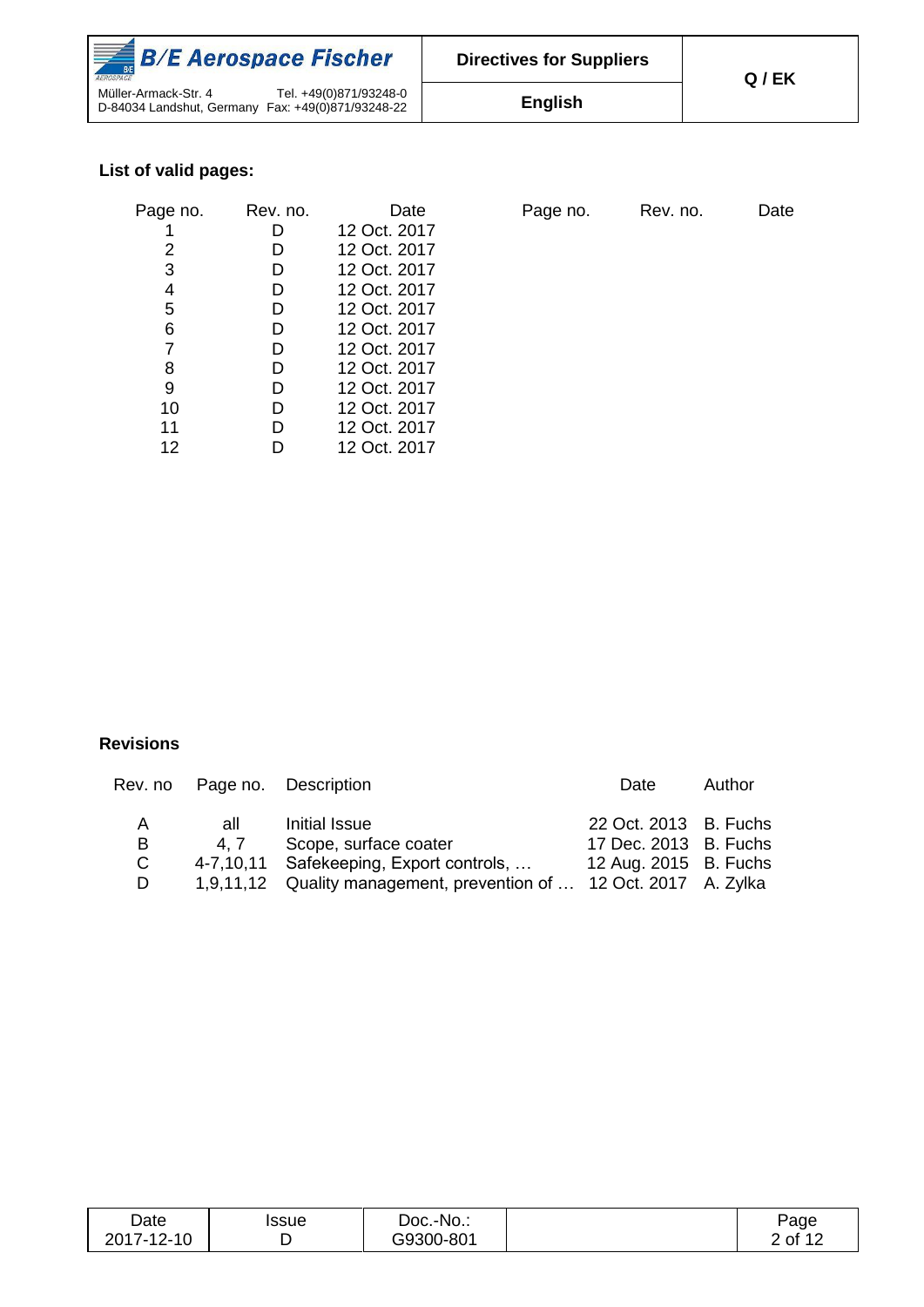**List of valid pages:**

| Page no. | Rev. no. | Date | Page no. | Rev. no. | Date |
|---|---|---|---|---|---|
| 1 | D | 12 Oct. 2017 | | | |
| 2 | D | 12 Oct. 2017 | | | |
| 3 | D | 12 Oct. 2017 | | | |
| 4 | D | 12 Oct. 2017 | | | |
| 5 | D | 12 Oct. 2017 | | | |
| 6 | D | 12 Oct. 2017 | | | |
| 7 | D | 12 Oct. 2017 | | | |
| 8 | D | 12 Oct. 2017 | | | |
| 9 | D | 12 Oct. 2017 | | | |
| 10 | D | 12 Oct. 2017 | | | |
| 11 | D | 12 Oct. 2017 | | | |
| 12 | D | 12 Oct. 2017 | | | |

**Revisions**

| Rev. no | Page no. | Description | Date | Author |
|---|---|---|---|---|
| A | all | Initial Issue | 22 Oct. 2013 | B. Fuchs |
| B | 4, 7 | Scope, surface coater | 17 Dec. 2013 | B. Fuchs |
| C | 4-7,10,11 | Safekeeping, Export controls, … | 12 Aug. 2015 | B. Fuchs |
| D | 1,9,11,12 | Quality management, prevention of … | 12 Oct. 2017 | A. Zylka |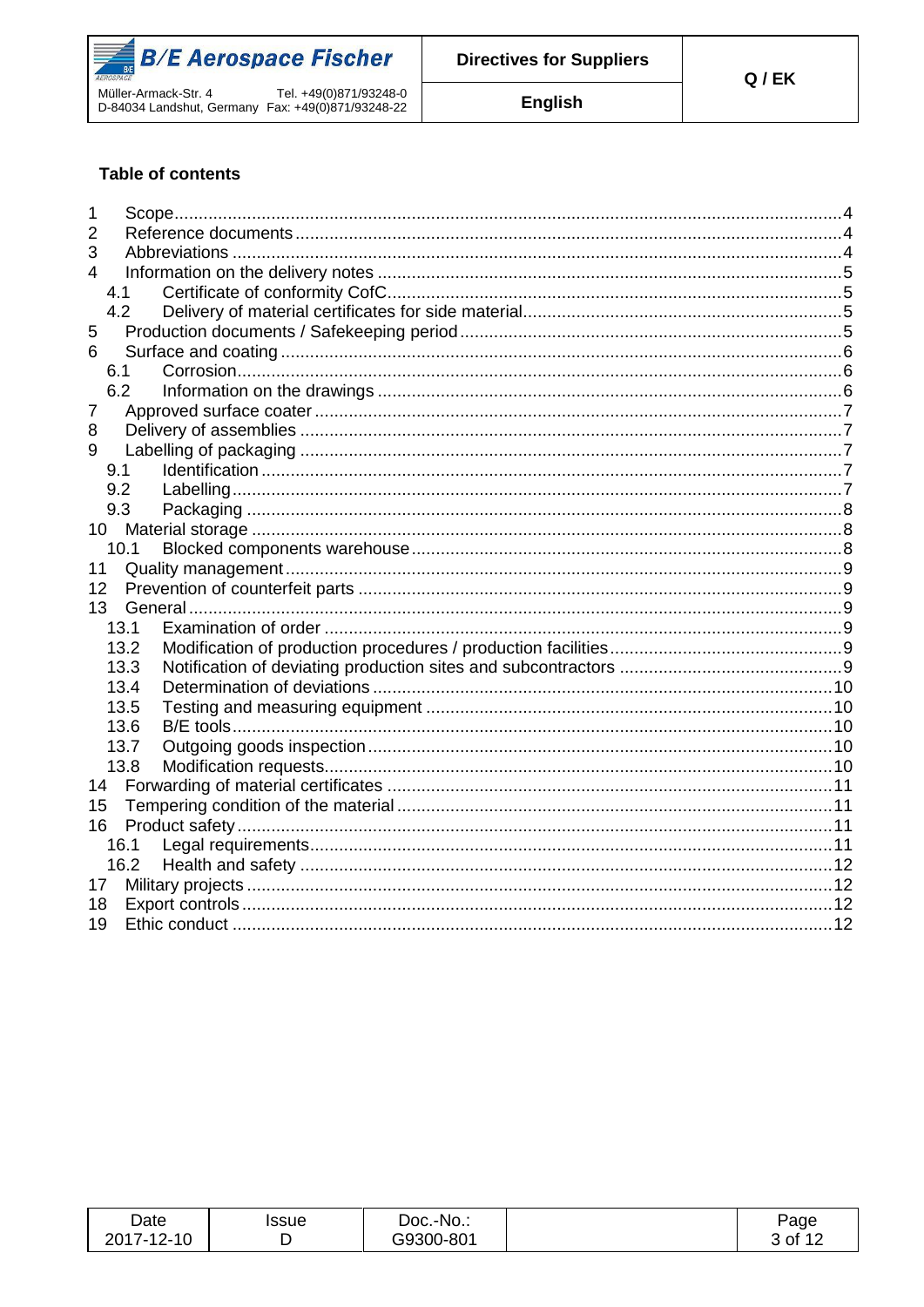**Table of contents**

| | | |
|---|---|---|
| 1 | Scope | 4 |
| 2 | Reference documents | 4 |
| 3 | Abbreviations | 4 |
| 4 | Information on the delivery notes | 5 |
| 4.1 | Certificate of conformity CofC | 5 |
| 4.2 | Delivery of material certificates for side material | 5 |
| 5 | Production documents / Safekeeping period | 5 |
| 6 | Surface and coating | 6 |
| 6.1 | Corrosion | 6 |
| 6.2 | Information on the drawings | 6 |
| 7 | Approved surface coater | 7 |
| 8 | Delivery of assemblies | 7 |
| 9 | Labelling of packaging | 7 |
| 9.1 | Identification | 7 |
| 9.2 | Labelling | 7 |
| 9.3 | Packaging | 8 |
| 10 | Material storage | 8 |
| 10.1 | Blocked components warehouse | 8 |
| 11 | Quality management | 9 |
| 12 | Prevention of counterfeit parts | 9 |
| 13 | General | 9 |
| 13.1 | Examination of order | 9 |
| 13.2 | Modification of production procedures / production facilities | 9 |
| 13.3 | Notification of deviating production sites and subcontractors | 9 |
| 13.4 | Determination of deviations | 10 |
| 13.5 | Testing and measuring equipment | 10 |
| 13.6 | B/E tools | 10 |
| 13.7 | Outgoing goods inspection | 10 |
| 13.8 | Modification requests | 10 |
| 14 | Forwarding of material certificates | 11 |
| 15 | Tempering condition of the material | 11 |
| 16 | Product safety | 11 |
| 16.1 | Legal requirements | 11 |
| 16.2 | Health and safety | 12 |
| 17 | Military projects | 12 |
| 18 | Export controls | 12 |
| 19 | Ethic conduct | 12 |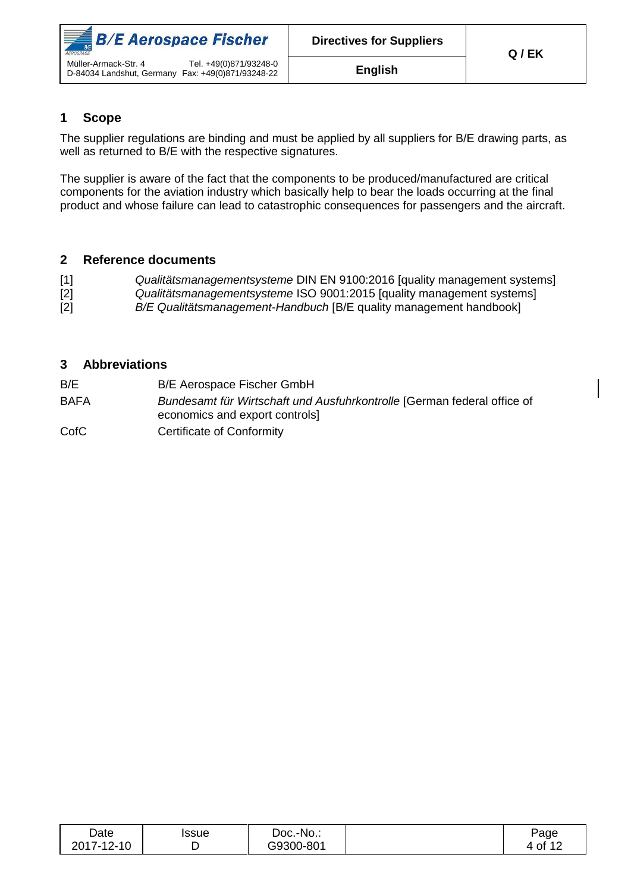## 1 Scope

The supplier regulations are binding and must be applied by all suppliers for B/E drawing parts, as well as returned to B/E with the respective signatures.

The supplier is aware of the fact that the components to be produced/manufactured are critical components for the aviation industry which basically help to bear the loads occurring at the final product and whose failure can lead to catastrophic consequences for passengers and the aircraft.

## 2 Reference documents

[1] *Qualitätsmanagementsysteme* DIN EN 9100:2016 [quality management systems]
[2] *Qualitätsmanagementsysteme* ISO 9001:2015 [quality management systems]
[2] *B/E Qualitätsmanagement-Handbuch* [B/E quality management handbook]

## 3 Abbreviations

| | |
|---|---|
| B/E | B/E Aerospace Fischer GmbH |
| BAFA | *Bundesamt für Wirtschaft und Ausfuhrkontrolle* [German federal office of economics and export controls] |
| CofC | Certificate of Conformity |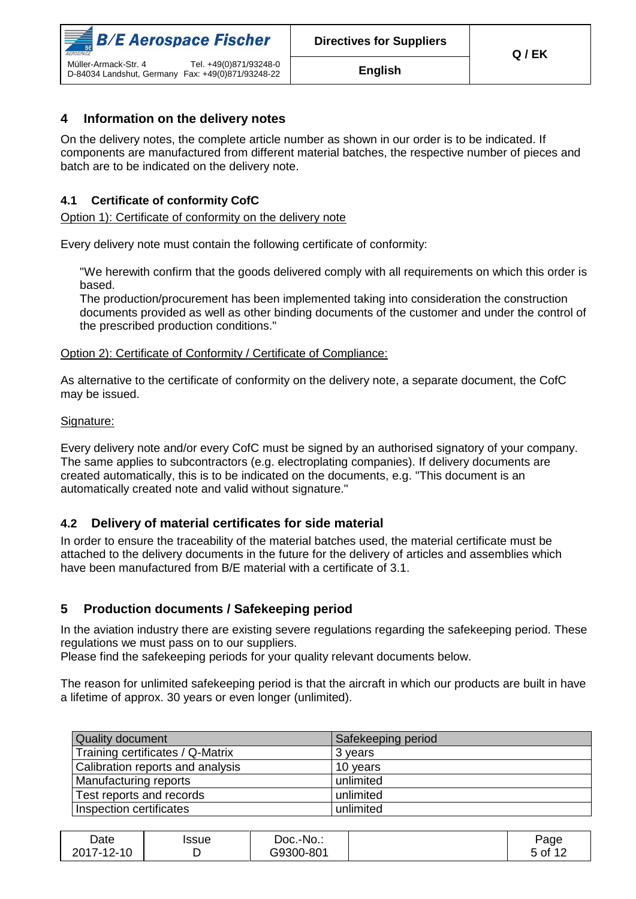## 4 Information on the delivery notes

On the delivery notes, the complete article number as shown in our order is to be indicated. If components are manufactured from different material batches, the respective number of pieces and batch are to be indicated on the delivery note.

### 4.1 Certificate of conformity CofC

Option 1): Certificate of conformity on the delivery note

Every delivery note must contain the following certificate of conformity:

> "We herewith confirm that the goods delivered comply with all requirements on which this order is based.
> The production/procurement has been implemented taking into consideration the construction documents provided as well as other binding documents of the customer and under the control of the prescribed production conditions."

Option 2): Certificate of Conformity / Certificate of Compliance:

As alternative to the certificate of conformity on the delivery note, a separate document, the CofC may be issued.

Signature:

Every delivery note and/or every CofC must be signed by an authorised signatory of your company. The same applies to subcontractors (e.g. electroplating companies). If delivery documents are created automatically, this is to be indicated on the documents, e.g. "This document is an automatically created note and valid without signature."

### 4.2 Delivery of material certificates for side material

In order to ensure the traceability of the material batches used, the material certificate must be attached to the delivery documents in the future for the delivery of articles and assemblies which have been manufactured from B/E material with a certificate of 3.1.

## 5 Production documents / Safekeeping period

In the aviation industry there are existing severe regulations regarding the safekeeping period. These regulations we must pass on to our suppliers.
Please find the safekeeping periods for your quality relevant documents below.

The reason for unlimited safekeeping period is that the aircraft in which our products are built in have a lifetime of approx. 30 years or even longer (unlimited).

| Quality document | Safekeeping period |
|---|---|
| Training certificates / Q-Matrix | 3 years |
| Calibration reports and analysis | 10 years |
| Manufacturing reports | unlimited |
| Test reports and records | unlimited |
| Inspection certificates | unlimited |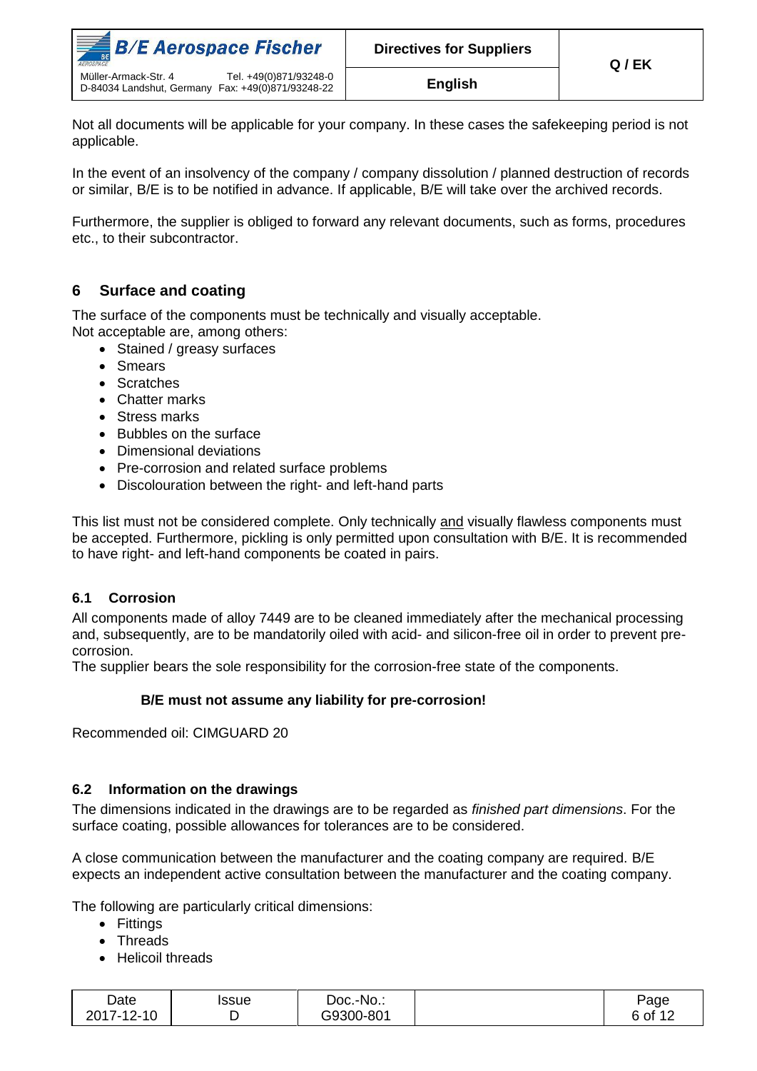Not all documents will be applicable for your company. In these cases the safekeeping period is not applicable.

In the event of an insolvency of the company / company dissolution / planned destruction of records or similar, B/E is to be notified in advance. If applicable, B/E will take over the archived records.

Furthermore, the supplier is obliged to forward any relevant documents, such as forms, procedures etc., to their subcontractor.

## 6 Surface and coating

The surface of the components must be technically and visually acceptable.
Not acceptable are, among others:

- Stained / greasy surfaces
- Smears
- Scratches
- Chatter marks
- Stress marks
- Bubbles on the surface
- Dimensional deviations
- Pre-corrosion and related surface problems
- Discolouration between the right- and left-hand parts

This list must not be considered complete. Only technically and visually flawless components must be accepted. Furthermore, pickling is only permitted upon consultation with B/E. It is recommended to have right- and left-hand components be coated in pairs.

### 6.1 Corrosion

All components made of alloy 7449 are to be cleaned immediately after the mechanical processing and, subsequently, are to be mandatorily oiled with acid- and silicon-free oil in order to prevent pre-corrosion.
The supplier bears the sole responsibility for the corrosion-free state of the components.

**B/E must not assume any liability for pre-corrosion!**

Recommended oil: CIMGUARD 20

### 6.2 Information on the drawings

The dimensions indicated in the drawings are to be regarded as *finished part dimensions*. For the surface coating, possible allowances for tolerances are to be considered.

A close communication between the manufacturer and the coating company are required. B/E expects an independent active consultation between the manufacturer and the coating company.

The following are particularly critical dimensions:

- Fittings
- Threads
- Helicoil threads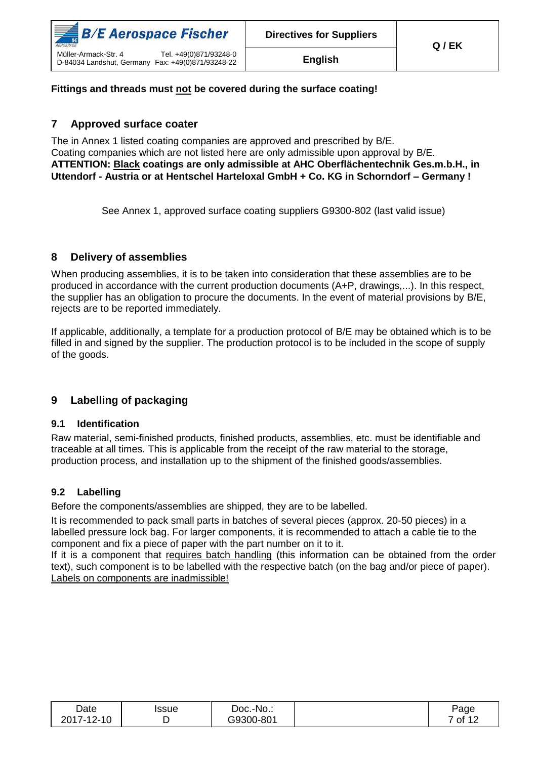**Fittings and threads must not be covered during the surface coating!**

## 7 Approved surface coater

The in Annex 1 listed coating companies are approved and prescribed by B/E.
Coating companies which are not listed here are only admissible upon approval by B/E.
**ATTENTION: Black coatings are only admissible at AHC Oberflächentechnik Ges.m.b.H., in Uttendorf - Austria or at Hentschel Harteloxal GmbH + Co. KG in Schorndorf – Germany !**

See Annex 1, approved surface coating suppliers G9300-802 (last valid issue)

## 8 Delivery of assemblies

When producing assemblies, it is to be taken into consideration that these assemblies are to be produced in accordance with the current production documents (A+P, drawings,...). In this respect, the supplier has an obligation to procure the documents. In the event of material provisions by B/E, rejects are to be reported immediately.

If applicable, additionally, a template for a production protocol of B/E may be obtained which is to be filled in and signed by the supplier. The production protocol is to be included in the scope of supply of the goods.

## 9 Labelling of packaging

### 9.1 Identification

Raw material, semi-finished products, finished products, assemblies, etc. must be identifiable and traceable at all times. This is applicable from the receipt of the raw material to the storage, production process, and installation up to the shipment of the finished goods/assemblies.

### 9.2 Labelling

Before the components/assemblies are shipped, they are to be labelled.

It is recommended to pack small parts in batches of several pieces (approx. 20-50 pieces) in a labelled pressure lock bag. For larger components, it is recommended to attach a cable tie to the component and fix a piece of paper with the part number on it to it.
If it is a component that requires batch handling (this information can be obtained from the order text), such component is to be labelled with the respective batch (on the bag and/or piece of paper).
Labels on components are inadmissible!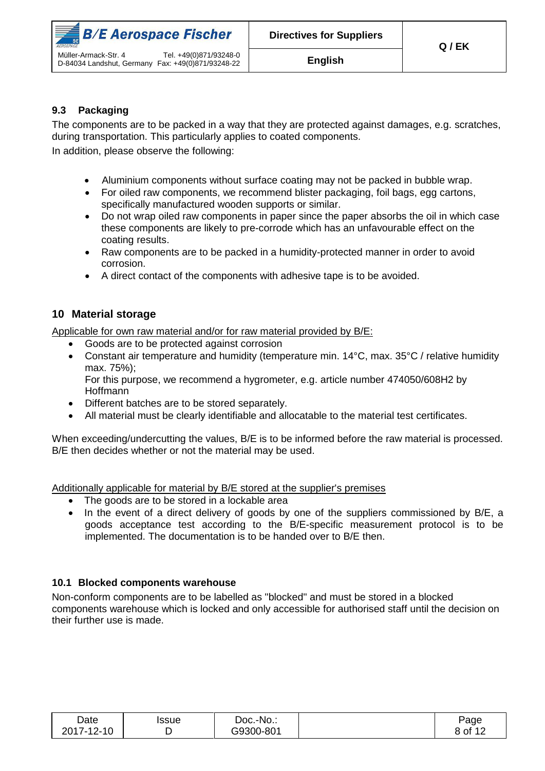### 9.3 Packaging

The components are to be packed in a way that they are protected against damages, e.g. scratches, during transportation. This particularly applies to coated components.

In addition, please observe the following:

- Aluminium components without surface coating may not be packed in bubble wrap.
- For oiled raw components, we recommend blister packaging, foil bags, egg cartons, specifically manufactured wooden supports or similar.
- Do not wrap oiled raw components in paper since the paper absorbs the oil in which case these components are likely to pre-corrode which has an unfavourable effect on the coating results.
- Raw components are to be packed in a humidity-protected manner in order to avoid corrosion.
- A direct contact of the components with adhesive tape is to be avoided.

## 10 Material storage

Applicable for own raw material and/or for raw material provided by B/E:

- Goods are to be protected against corrosion
- Constant air temperature and humidity (temperature min. 14°C, max. 35°C / relative humidity max. 75%);
  For this purpose, we recommend a hygrometer, e.g. article number 474050/608H2 by Hoffmann
- Different batches are to be stored separately.
- All material must be clearly identifiable and allocatable to the material test certificates.

When exceeding/undercutting the values, B/E is to be informed before the raw material is processed. B/E then decides whether or not the material may be used.

Additionally applicable for material by B/E stored at the supplier's premises

- The goods are to be stored in a lockable area
- In the event of a direct delivery of goods by one of the suppliers commissioned by B/E, a goods acceptance test according to the B/E-specific measurement protocol is to be implemented. The documentation is to be handed over to B/E then.

### 10.1 Blocked components warehouse

Non-conform components are to be labelled as "blocked" and must be stored in a blocked components warehouse which is locked and only accessible for authorised staff until the decision on their further use is made.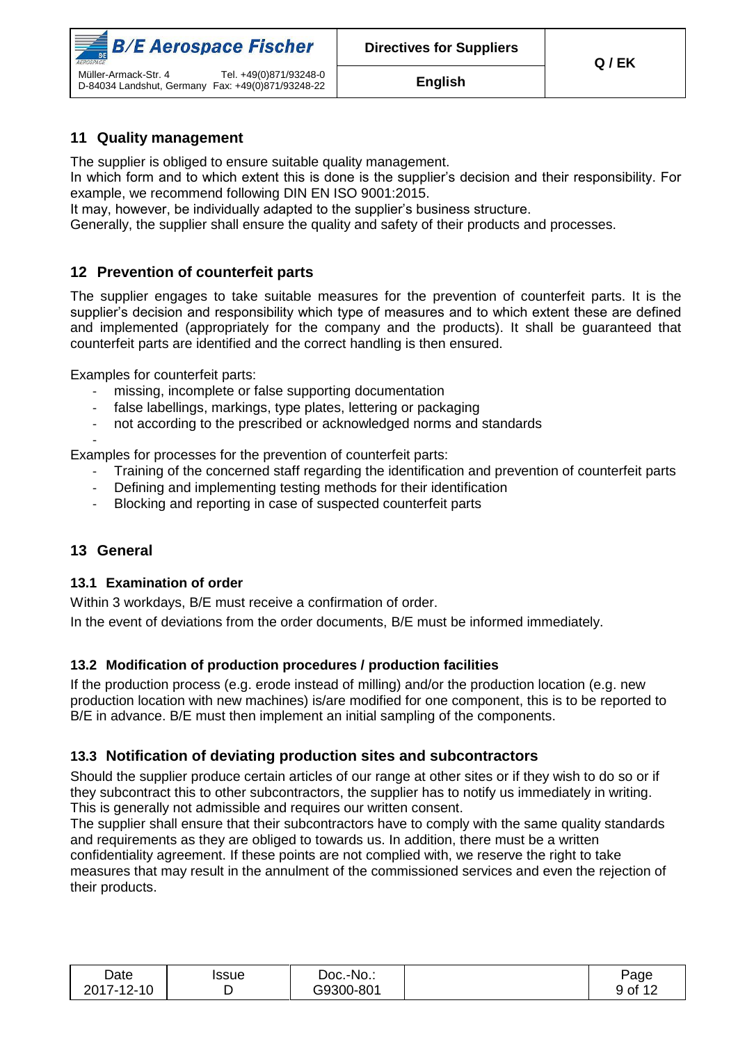## 11 Quality management

The supplier is obliged to ensure suitable quality management.
In which form and to which extent this is done is the supplier's decision and their responsibility. For example, we recommend following DIN EN ISO 9001:2015.
It may, however, be individually adapted to the supplier's business structure.
Generally, the supplier shall ensure the quality and safety of their products and processes.

## 12 Prevention of counterfeit parts

The supplier engages to take suitable measures for the prevention of counterfeit parts. It is the supplier's decision and responsibility which type of measures and to which extent these are defined and implemented (appropriately for the company and the products). It shall be guaranteed that counterfeit parts are identified and the correct handling is then ensured.

Examples for counterfeit parts:

- missing, incomplete or false supporting documentation
- false labellings, markings, type plates, lettering or packaging
- not according to the prescribed or acknowledged norms and standards
- 

Examples for processes for the prevention of counterfeit parts:

- Training of the concerned staff regarding the identification and prevention of counterfeit parts
- Defining and implementing testing methods for their identification
- Blocking and reporting in case of suspected counterfeit parts

## 13 General

### 13.1 Examination of order

Within 3 workdays, B/E must receive a confirmation of order.

In the event of deviations from the order documents, B/E must be informed immediately.

### 13.2 Modification of production procedures / production facilities

If the production process (e.g. erode instead of milling) and/or the production location (e.g. new production location with new machines) is/are modified for one component, this is to be reported to B/E in advance. B/E must then implement an initial sampling of the components.

### 13.3 Notification of deviating production sites and subcontractors

Should the supplier produce certain articles of our range at other sites or if they wish to do so or if they subcontract this to other subcontractors, the supplier has to notify us immediately in writing. This is generally not admissible and requires our written consent.
The supplier shall ensure that their subcontractors have to comply with the same quality standards and requirements as they are obliged to towards us. In addition, there must be a written confidentiality agreement. If these points are not complied with, we reserve the right to take measures that may result in the annulment of the commissioned services and even the rejection of their products.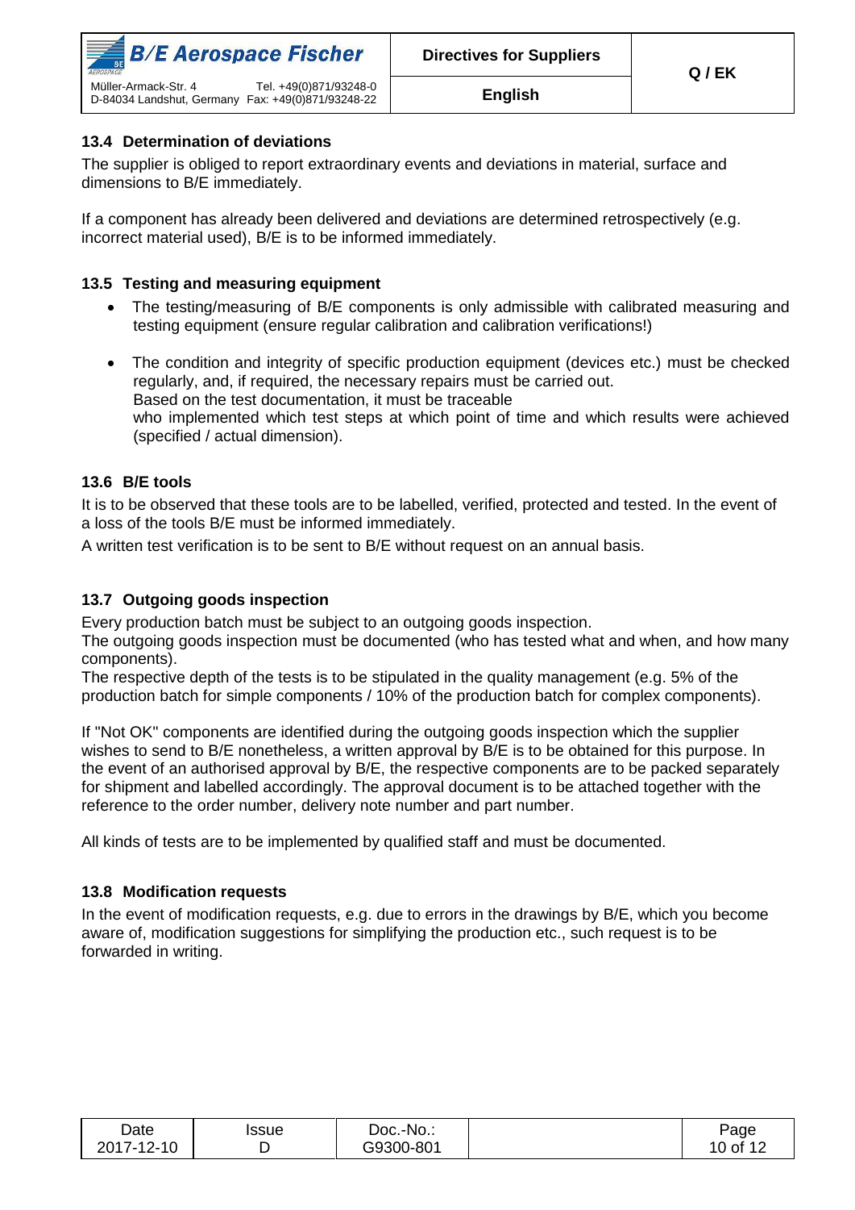## 13.4 Determination of deviations

The supplier is obliged to report extraordinary events and deviations in material, surface and dimensions to B/E immediately.

If a component has already been delivered and deviations are determined retrospectively (e.g. incorrect material used), B/E is to be informed immediately.

## 13.5 Testing and measuring equipment

- The testing/measuring of B/E components is only admissible with calibrated measuring and testing equipment (ensure regular calibration and calibration verifications!)
- The condition and integrity of specific production equipment (devices etc.) must be checked regularly, and, if required, the necessary repairs must be carried out.
  Based on the test documentation, it must be traceable
  who implemented which test steps at which point of time and which results were achieved (specified / actual dimension).

## 13.6 B/E tools

It is to be observed that these tools are to be labelled, verified, protected and tested. In the event of a loss of the tools B/E must be informed immediately.

A written test verification is to be sent to B/E without request on an annual basis.

## 13.7 Outgoing goods inspection

Every production batch must be subject to an outgoing goods inspection.
The outgoing goods inspection must be documented (who has tested what and when, and how many components).
The respective depth of the tests is to be stipulated in the quality management (e.g. 5% of the production batch for simple components / 10% of the production batch for complex components).

If "Not OK" components are identified during the outgoing goods inspection which the supplier wishes to send to B/E nonetheless, a written approval by B/E is to be obtained for this purpose. In the event of an authorised approval by B/E, the respective components are to be packed separately for shipment and labelled accordingly. The approval document is to be attached together with the reference to the order number, delivery note number and part number.

All kinds of tests are to be implemented by qualified staff and must be documented.

## 13.8 Modification requests

In the event of modification requests, e.g. due to errors in the drawings by B/E, which you become aware of, modification suggestions for simplifying the production etc., such request is to be forwarded in writing.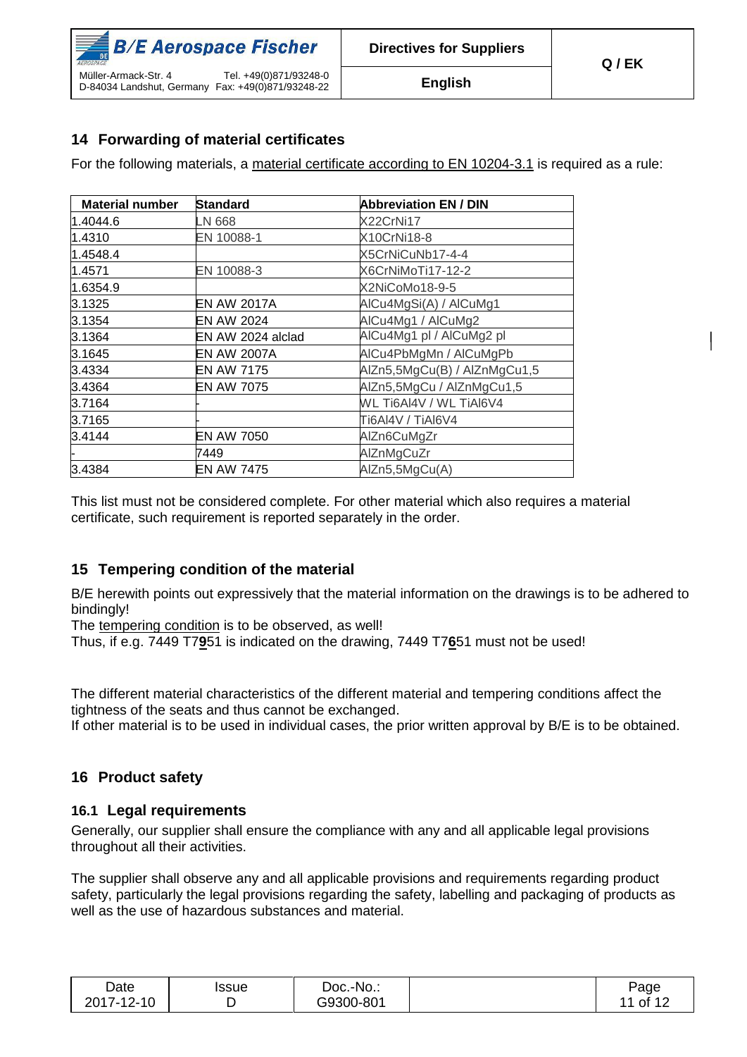## 14 Forwarding of material certificates

For the following materials, a material certificate according to EN 10204-3.1 is required as a rule:

| Material number | Standard | Abbreviation EN / DIN |
|---|---|---|
| 1.4044.6 | LN 668 | X22CrNi17 |
| 1.4310 | EN 10088-1 | X10CrNi18-8 |
| 1.4548.4 | | X5CrNiCuNb17-4-4 |
| 1.4571 | EN 10088-3 | X6CrNiMoTi17-12-2 |
| 1.6354.9 | | X2NiCoMo18-9-5 |
| 3.1325 | EN AW 2017A | AlCu4MgSi(A) / AlCuMg1 |
| 3.1354 | EN AW 2024 | AlCu4Mg1 / AlCuMg2 |
| 3.1364 | EN AW 2024 alclad | AlCu4Mg1 pl / AlCuMg2 pl |
| 3.1645 | EN AW 2007A | AlCu4PbMgMn / AlCuMgPb |
| 3.4334 | EN AW 7175 | AlZn5,5MgCu(B) / AlZnMgCu1,5 |
| 3.4364 | EN AW 7075 | AlZn5,5MgCu / AlZnMgCu1,5 |
| 3.7164 | - | WL Ti6Al4V / WL TiAl6V4 |
| 3.7165 | - | Ti6Al4V / TiAl6V4 |
| 3.4144 | EN AW 7050 | AlZn6CuMgZr |
| - | 7449 | AlZnMgCuZr |
| 3.4384 | EN AW 7475 | AlZn5,5MgCu(A) |

This list must not be considered complete. For other material which also requires a material certificate, such requirement is reported separately in the order.

## 15 Tempering condition of the material

B/E herewith points out expressively that the material information on the drawings is to be adhered to bindingly!

The tempering condition is to be observed, as well!

Thus, if e.g. 7449 T7**9**51 is indicated on the drawing, 7449 T7**6**51 must not be used!

The different material characteristics of the different material and tempering conditions affect the tightness of the seats and thus cannot be exchanged.

If other material is to be used in individual cases, the prior written approval by B/E is to be obtained.

## 16 Product safety

### 16.1 Legal requirements

Generally, our supplier shall ensure the compliance with any and all applicable legal provisions throughout all their activities.

The supplier shall observe any and all applicable provisions and requirements regarding product safety, particularly the legal provisions regarding the safety, labelling and packaging of products as well as the use of hazardous substances and material.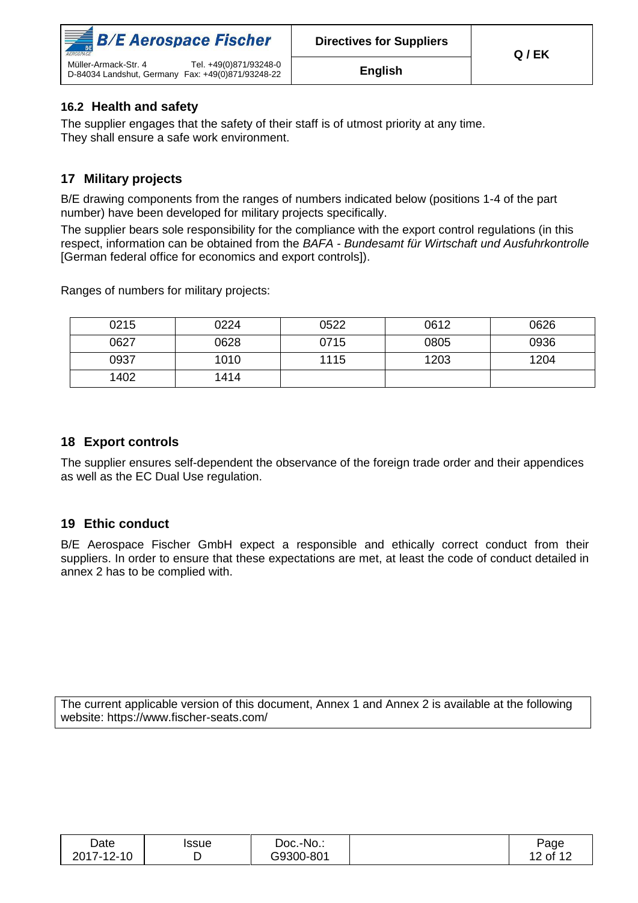### 16.2 Health and safety

The supplier engages that the safety of their staff is of utmost priority at any time.
They shall ensure a safe work environment.

## 17 Military projects

B/E drawing components from the ranges of numbers indicated below (positions 1-4 of the part number) have been developed for military projects specifically.

The supplier bears sole responsibility for the compliance with the export control regulations (in this respect, information can be obtained from the *BAFA - Bundesamt für Wirtschaft und Ausfuhrkontrolle* [German federal office for economics and export controls]).

Ranges of numbers for military projects:

| | | | | |
|---|---|---|---|---|
| 0215 | 0224 | 0522 | 0612 | 0626 |
| 0627 | 0628 | 0715 | 0805 | 0936 |
| 0937 | 1010 | 1115 | 1203 | 1204 |
| 1402 | 1414 | | | |

## 18 Export controls

The supplier ensures self-dependent the observance of the foreign trade order and their appendices as well as the EC Dual Use regulation.

## 19 Ethic conduct

B/E Aerospace Fischer GmbH expect a responsible and ethically correct conduct from their suppliers. In order to ensure that these expectations are met, at least the code of conduct detailed in annex 2 has to be complied with.

The current applicable version of this document, Annex 1 and Annex 2 is available at the following website: https://www.fischer-seats.com/